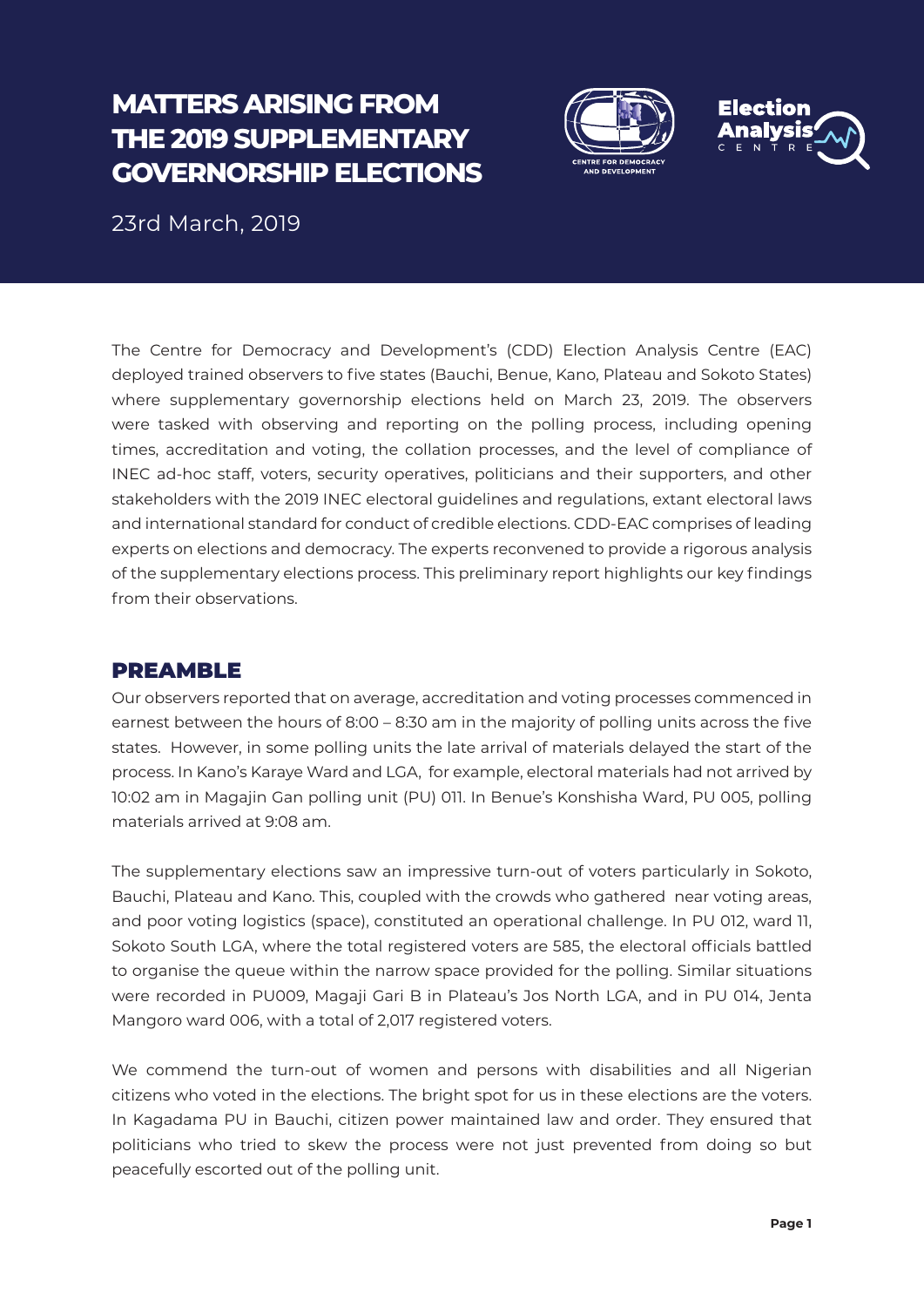# MATTERS ARISING FROM THE 2019 SUPPLEMENTARY GOVERNORSHIP ELECTIONS

23rd March, 2019

The Centre for Democracy and Development's (CDD) Election Analysis Centre (EAC) deployed trained observers to five states (Bauchi, Benue, Kano, Plateau and Sokoto States) where supplementary governorship elections held on March 23, 2019. The observers were tasked with observing and reporting on the polling process, including opening times, accreditation and voting, the collation processes, and the level of compliance of INEC ad-hoc staff, voters, security operatives, politicians and their supporters, and other stakeholders with the 2019 INEC electoral guidelines and regulations, extant electoral laws and international standard for conduct of credible elections. CDD-EAC comprises of leading experts on elections and democracy. The experts reconvened to provide a rigorous analysis of the supplementary elections process. This preliminary report highlights our key findings from their observations.

## PREAMBLE

Our observers reported that on average, accreditation and voting processes commenced in earnest between the hours of 8:00 – 8:30 am in the majority of polling units across the five states. However, in some polling units the late arrival of materials delayed the start of the process. In Kano's Karaye Ward and LGA, for example, electoral materials had not arrived by 10:02 am in Magajin Gan polling unit (PU) 011. In Benue's Konshisha Ward, PU 005, polling materials arrived at 9:08 am.

The supplementary elections saw an impressive turn-out of voters particularly in Sokoto, Bauchi, Plateau and Kano. This, coupled with the crowds who gathered near voting areas, and poor voting logistics (space), constituted an operational challenge. In PU 012, ward 11, Sokoto South LGA, where the total registered voters are 585, the electoral officials battled to organise the queue within the narrow space provided for the polling. Similar situations were recorded in PU009, Magaji Gari B in Plateau's Jos North LGA, and in PU 014, Jenta Mangoro ward 006, with a total of 2,017 registered voters.

We commend the turn-out of women and persons with disabilities and all Nigerian citizens who voted in the elections. The bright spot for us in these elections are the voters. In Kagadama PU in Bauchi, citizen power maintained law and order. They ensured that politicians who tried to skew the process were not just prevented from doing so but peacefully escorted out of the polling unit.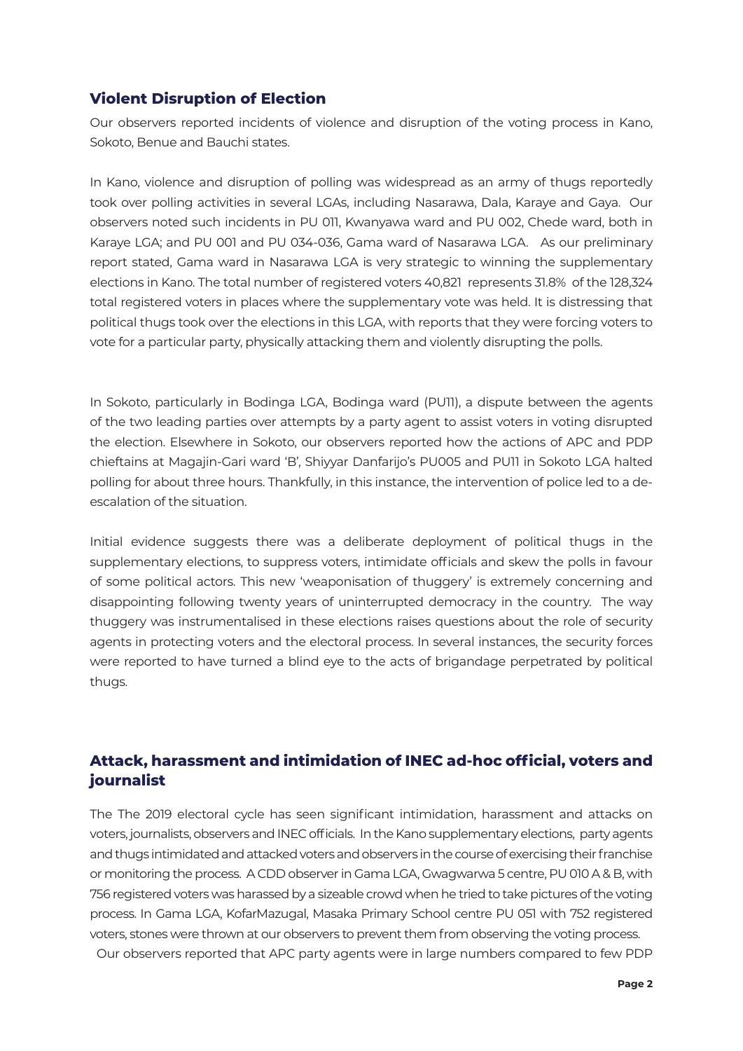## Violent Disruption of Election

Our observers reported incidents of violence and disruption of the voting process in Kano, Sokoto, Benue and Bauchi states.

In Kano, violence and disruption of polling was widespread as an army of thugs reportedly took over polling activities in several LGAs, including Nasarawa, Dala, Karaye and Gaya. Our observers noted such incidents in PU 011, Kwanyawa ward and PU 002, Chede ward, both in Karaye LGA; and PU 001 and PU 034-036, Gama ward of Nasarawa LGA. As our preliminary report stated, Gama ward in Nasarawa LGA is very strategic to winning the supplementary elections in Kano. The total number of registered voters 40,821 represents 31.8% of the 128,324 total registered voters in places where the supplementary vote was held. It is distressing that political thugs took over the elections in this LGA, with reports that they were forcing voters to vote for a particular party, physically attacking them and violently disrupting the polls.

In Sokoto, particularly in Bodinga LGA, Bodinga ward (PU11), a dispute between the agents of the two leading parties over attempts by a party agent to assist voters in voting disrupted the election. Elsewhere in Sokoto, our observers reported how the actions of APC and PDP chieftains at Magajin-Gari ward 'B', Shiyyar Danfarijo's PU005 and PU11 in Sokoto LGA halted polling for about three hours. Thankfully, in this instance, the intervention of police led to a de-escalation of the situation.

Initial evidence suggests there was a deliberate deployment of political thugs in the supplementary elections, to suppress voters, intimidate officials and skew the polls in favour of some political actors. This new 'weaponisation of thuggery' is extremely concerning and disappointing following twenty years of uninterrupted democracy in the country. The way thuggery was instrumentalised in these elections raises questions about the role of security agents in protecting voters and the electoral process. In several instances, the security forces were reported to have turned a blind eye to the acts of brigandage perpetrated by political thugs.

## Attack, harassment and intimidation of INEC ad-hoc official, voters and journalist

The The 2019 electoral cycle has seen significant intimidation, harassment and attacks on voters, journalists, observers and INEC officials. In the Kano supplementary elections, party agents and thugs intimidated and attacked voters and observers in the course of exercising their franchise or monitoring the process. A CDD observer in Gama LGA, Gwagwarwa 5 centre, PU 010 A & B, with 756 registered voters was harassed by a sizeable crowd when he tried to take pictures of the voting process. In Gama LGA, KofarMazugal, Masaka Primary School centre PU 051 with 752 registered voters, stones were thrown at our observers to prevent them from observing the voting process.

Our observers reported that APC party agents were in large numbers compared to few PDP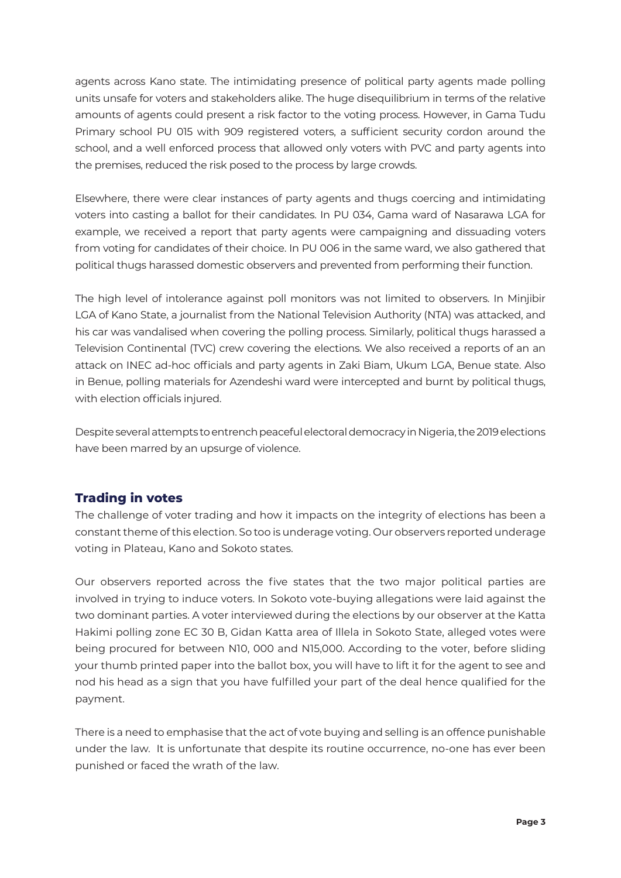agents across Kano state. The intimidating presence of political party agents made polling units unsafe for voters and stakeholders alike. The huge disequilibrium in terms of the relative amounts of agents could present a risk factor to the voting process. However, in Gama Tudu Primary school PU 015 with 909 registered voters, a sufficient security cordon around the school, and a well enforced process that allowed only voters with PVC and party agents into the premises, reduced the risk posed to the process by large crowds.

Elsewhere, there were clear instances of party agents and thugs coercing and intimidating voters into casting a ballot for their candidates. In PU 034, Gama ward of Nasarawa LGA for example, we received a report that party agents were campaigning and dissuading voters from voting for candidates of their choice. In PU 006 in the same ward, we also gathered that political thugs harassed domestic observers and prevented from performing their function.

The high level of intolerance against poll monitors was not limited to observers. In Minjibir LGA of Kano State, a journalist from the National Television Authority (NTA) was attacked, and his car was vandalised when covering the polling process. Similarly, political thugs harassed a Television Continental (TVC) crew covering the elections. We also received a reports of an an attack on INEC ad-hoc officials and party agents in Zaki Biam, Ukum LGA, Benue state. Also in Benue, polling materials for Azendeshi ward were intercepted and burnt by political thugs, with election officials injured.

Despite several attempts to entrench peaceful electoral democracy in Nigeria, the 2019 elections have been marred by an upsurge of violence.

## Trading in votes

The challenge of voter trading and how it impacts on the integrity of elections has been a constant theme of this election. So too is underage voting. Our observers reported underage voting in Plateau, Kano and Sokoto states.

Our observers reported across the five states that the two major political parties are involved in trying to induce voters. In Sokoto vote-buying allegations were laid against the two dominant parties. A voter interviewed during the elections by our observer at the Katta Hakimi polling zone EC 30 B, Gidan Katta area of Illela in Sokoto State, alleged votes were being procured for between N10, 000 and N15,000. According to the voter, before sliding your thumb printed paper into the ballot box, you will have to lift it for the agent to see and nod his head as a sign that you have fulfilled your part of the deal hence qualified for the payment.

There is a need to emphasise that the act of vote buying and selling is an offence punishable under the law. It is unfortunate that despite its routine occurrence, no-one has ever been punished or faced the wrath of the law.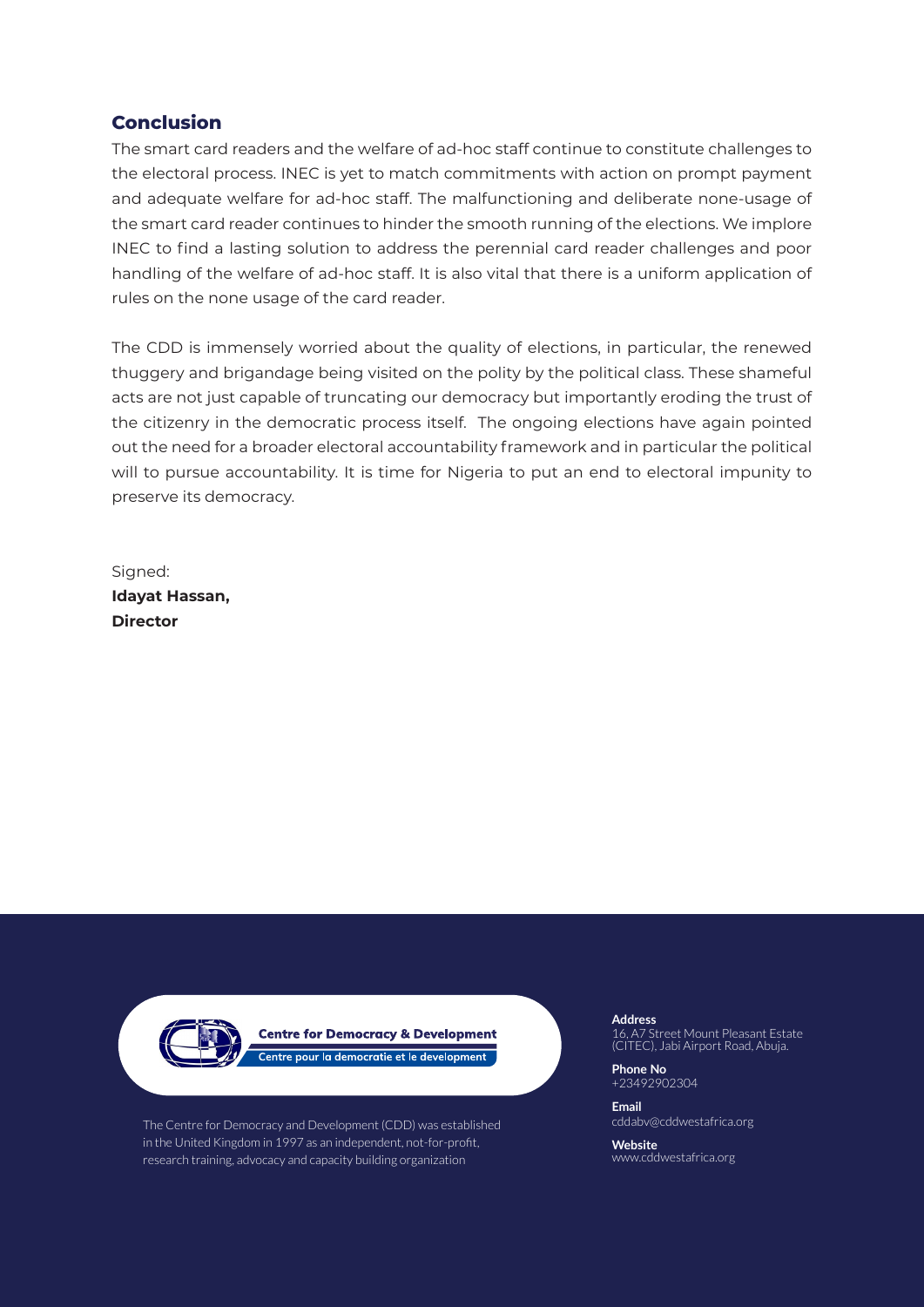## Conclusion

The smart card readers and the welfare of ad-hoc staff continue to constitute challenges to the electoral process. INEC is yet to match commitments with action on prompt payment and adequate welfare for ad-hoc staff. The malfunctioning and deliberate none-usage of the smart card reader continues to hinder the smooth running of the elections. We implore INEC to find a lasting solution to address the perennial card reader challenges and poor handling of the welfare of ad-hoc staff. It is also vital that there is a uniform application of rules on the none usage of the card reader.

The CDD is immensely worried about the quality of elections, in particular, the renewed thuggery and brigandage being visited on the polity by the political class. These shameful acts are not just capable of truncating our democracy but importantly eroding the trust of the citizenry in the democratic process itself. The ongoing elections have again pointed out the need for a broader electoral accountability framework and in particular the political will to pursue accountability. It is time for Nigeria to put an end to electoral impunity to preserve its democracy.

Signed:
**Idayat Hassan,**
**Director**

**Centre for Democracy & Development**
Centre pour la democratie et le development

The Centre for Democracy and Development (CDD) was established in the United Kingdom in 1997 as an independent, not-for-profit, research training, advocacy and capacity building organization

**Address**
16, A7 Street Mount Pleasant Estate (CITEC), Jabi Airport Road, Abuja.

**Phone No**
+23492902304

**Email**
cddabv@cddwestafrica.org

**Website**
www.cddwestafrica.org